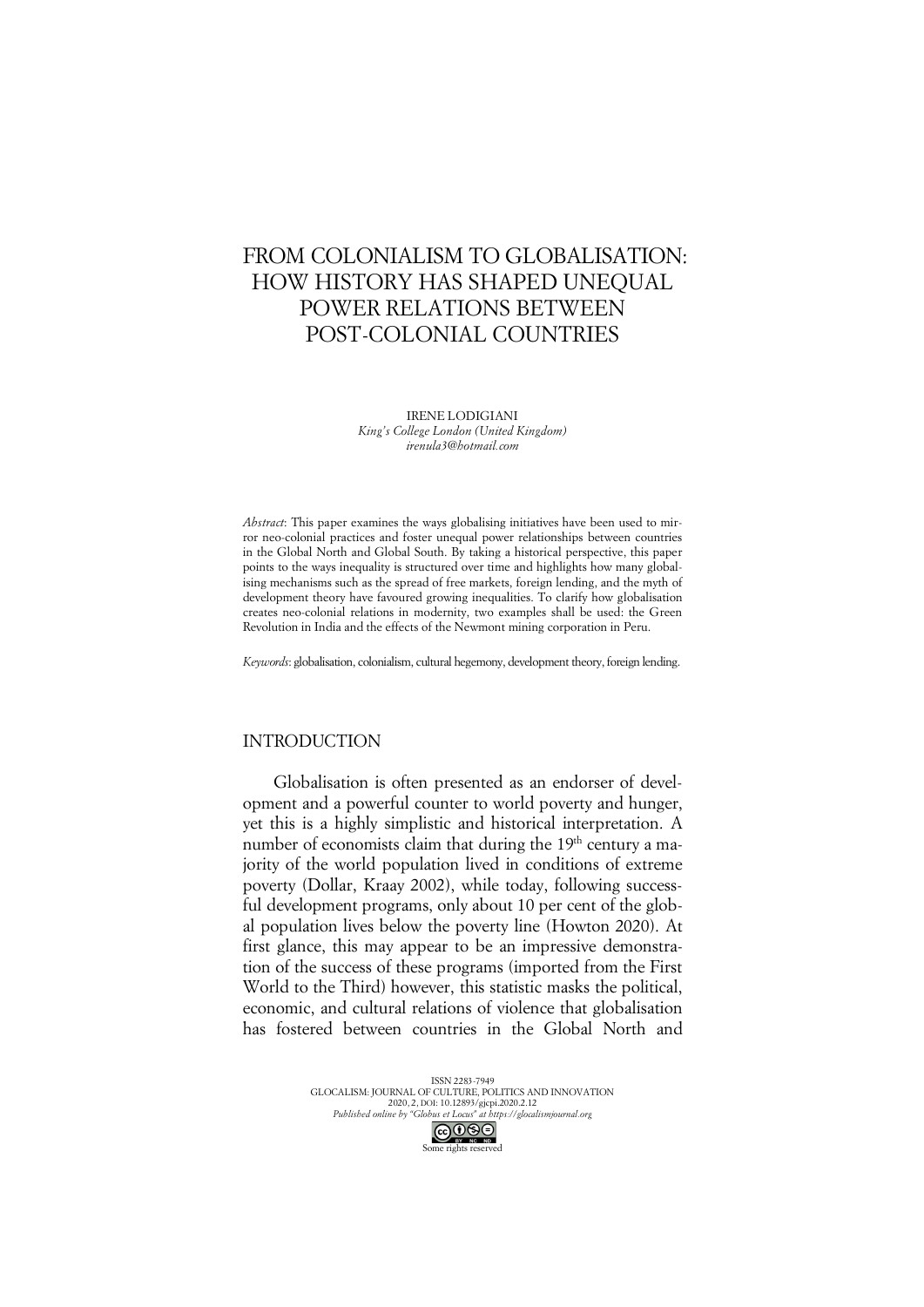# FROM COLONIALISM TO GLOBALISATION: HOW HISTORY HAS SHAPED UNEQUAL POWER RELATIONS BETWEEN POST-COLONIAL COUNTRIES

IRENE LODIGIANI
*King's College London (United Kingdom)*
*irenula3@hotmail.com*

*Abstract*: This paper examines the ways globalising initiatives have been used to mirror neo-colonial practices and foster unequal power relationships between countries in the Global North and Global South. By taking a historical perspective, this paper points to the ways inequality is structured over time and highlights how many globalising mechanisms such as the spread of free markets, foreign lending, and the myth of development theory have favoured growing inequalities. To clarify how globalisation creates neo-colonial relations in modernity, two examples shall be used: the Green Revolution in India and the effects of the Newmont mining corporation in Peru.

*Keywords*: globalisation, colonialism, cultural hegemony, development theory, foreign lending.

## INTRODUCTION

Globalisation is often presented as an endorser of development and a powerful counter to world poverty and hunger, yet this is a highly simplistic and historical interpretation. A number of economists claim that during the 19th century a majority of the world population lived in conditions of extreme poverty (Dollar, Kraay 2002), while today, following successful development programs, only about 10 per cent of the global population lives below the poverty line (Howton 2020). At first glance, this may appear to be an impressive demonstration of the success of these programs (imported from the First World to the Third) however, this statistic masks the political, economic, and cultural relations of violence that globalisation has fostered between countries in the Global North and

ISSN 2283-7949
GLOCALISM: JOURNAL OF CULTURE, POLITICS AND INNOVATION
2020, 2, DOI: 10.12893/gjcpi.2020.2.12
*Published online by "Globus et Locus" at https://glocalismjournal.org*
Some rights reserved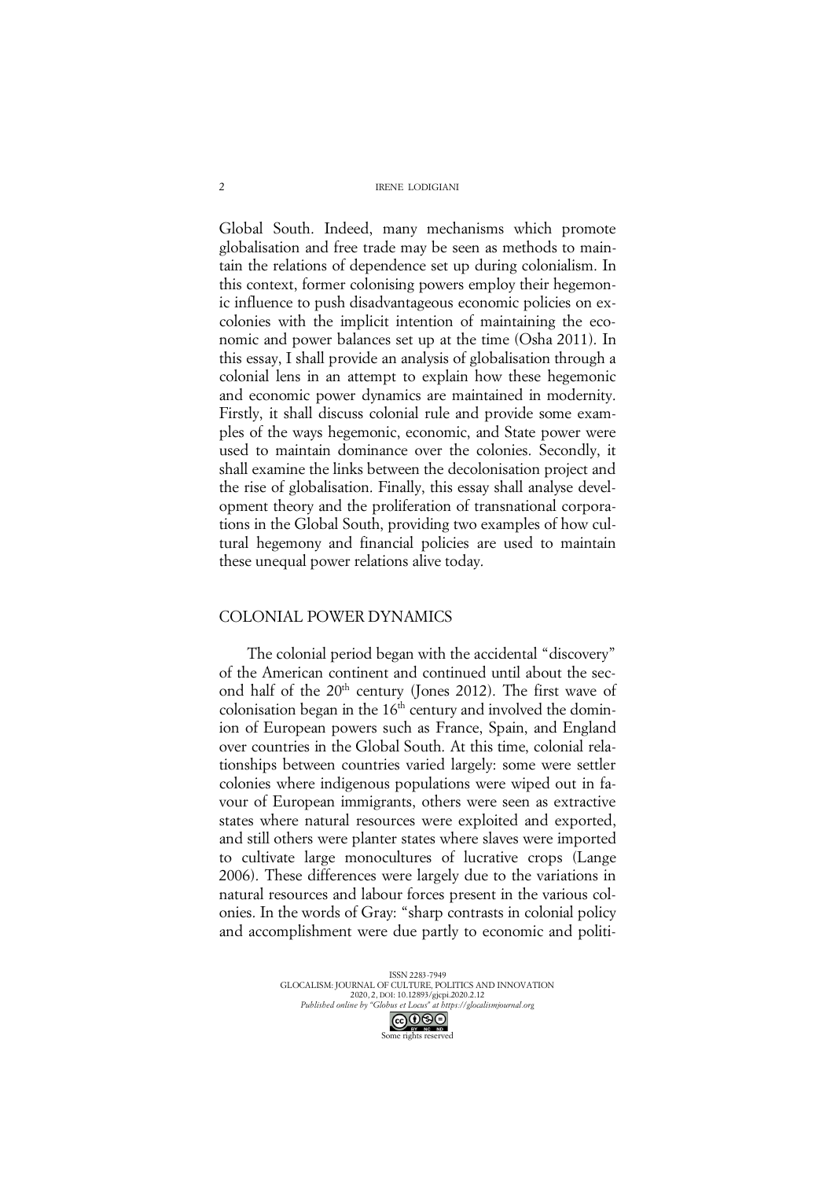Global South. Indeed, many mechanisms which promote globalisation and free trade may be seen as methods to maintain the relations of dependence set up during colonialism. In this context, former colonising powers employ their hegemonic influence to push disadvantageous economic policies on ex-colonies with the implicit intention of maintaining the economic and power balances set up at the time (Osha 2011). In this essay, I shall provide an analysis of globalisation through a colonial lens in an attempt to explain how these hegemonic and economic power dynamics are maintained in modernity. Firstly, it shall discuss colonial rule and provide some examples of the ways hegemonic, economic, and State power were used to maintain dominance over the colonies. Secondly, it shall examine the links between the decolonisation project and the rise of globalisation. Finally, this essay shall analyse development theory and the proliferation of transnational corporations in the Global South, providing two examples of how cultural hegemony and financial policies are used to maintain these unequal power relations alive today.

## COLONIAL POWER DYNAMICS

The colonial period began with the accidental "discovery" of the American continent and continued until about the second half of the 20th century (Jones 2012). The first wave of colonisation began in the 16th century and involved the dominion of European powers such as France, Spain, and England over countries in the Global South. At this time, colonial relationships between countries varied largely: some were settler colonies where indigenous populations were wiped out in favour of European immigrants, others were seen as extractive states where natural resources were exploited and exported, and still others were planter states where slaves were imported to cultivate large monocultures of lucrative crops (Lange 2006). These differences were largely due to the variations in natural resources and labour forces present in the various colonies. In the words of Gray: "sharp contrasts in colonial policy and accomplishment were due partly to economic and politi-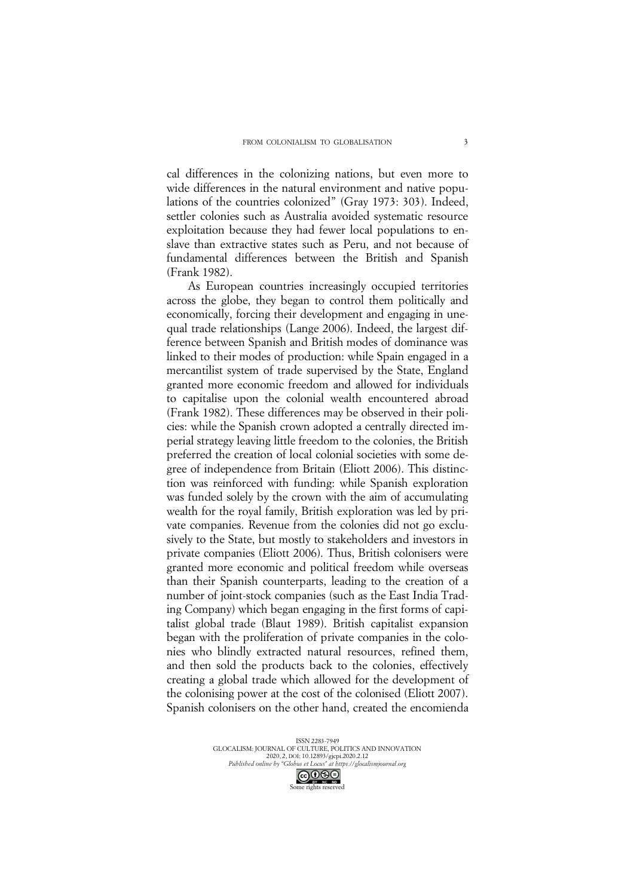cal differences in the colonizing nations, but even more to wide differences in the natural environment and native populations of the countries colonized" (Gray 1973: 303). Indeed, settler colonies such as Australia avoided systematic resource exploitation because they had fewer local populations to enslave than extractive states such as Peru, and not because of fundamental differences between the British and Spanish (Frank 1982).

As European countries increasingly occupied territories across the globe, they began to control them politically and economically, forcing their development and engaging in unequal trade relationships (Lange 2006). Indeed, the largest difference between Spanish and British modes of dominance was linked to their modes of production: while Spain engaged in a mercantilist system of trade supervised by the State, England granted more economic freedom and allowed for individuals to capitalise upon the colonial wealth encountered abroad (Frank 1982). These differences may be observed in their policies: while the Spanish crown adopted a centrally directed imperial strategy leaving little freedom to the colonies, the British preferred the creation of local colonial societies with some degree of independence from Britain (Eliott 2006). This distinction was reinforced with funding: while Spanish exploration was funded solely by the crown with the aim of accumulating wealth for the royal family, British exploration was led by private companies. Revenue from the colonies did not go exclusively to the State, but mostly to stakeholders and investors in private companies (Eliott 2006). Thus, British colonisers were granted more economic and political freedom while overseas than their Spanish counterparts, leading to the creation of a number of joint-stock companies (such as the East India Trading Company) which began engaging in the first forms of capitalist global trade (Blaut 1989). British capitalist expansion began with the proliferation of private companies in the colonies who blindly extracted natural resources, refined them, and then sold the products back to the colonies, effectively creating a global trade which allowed for the development of the colonising power at the cost of the colonised (Eliott 2007). Spanish colonisers on the other hand, created the encomienda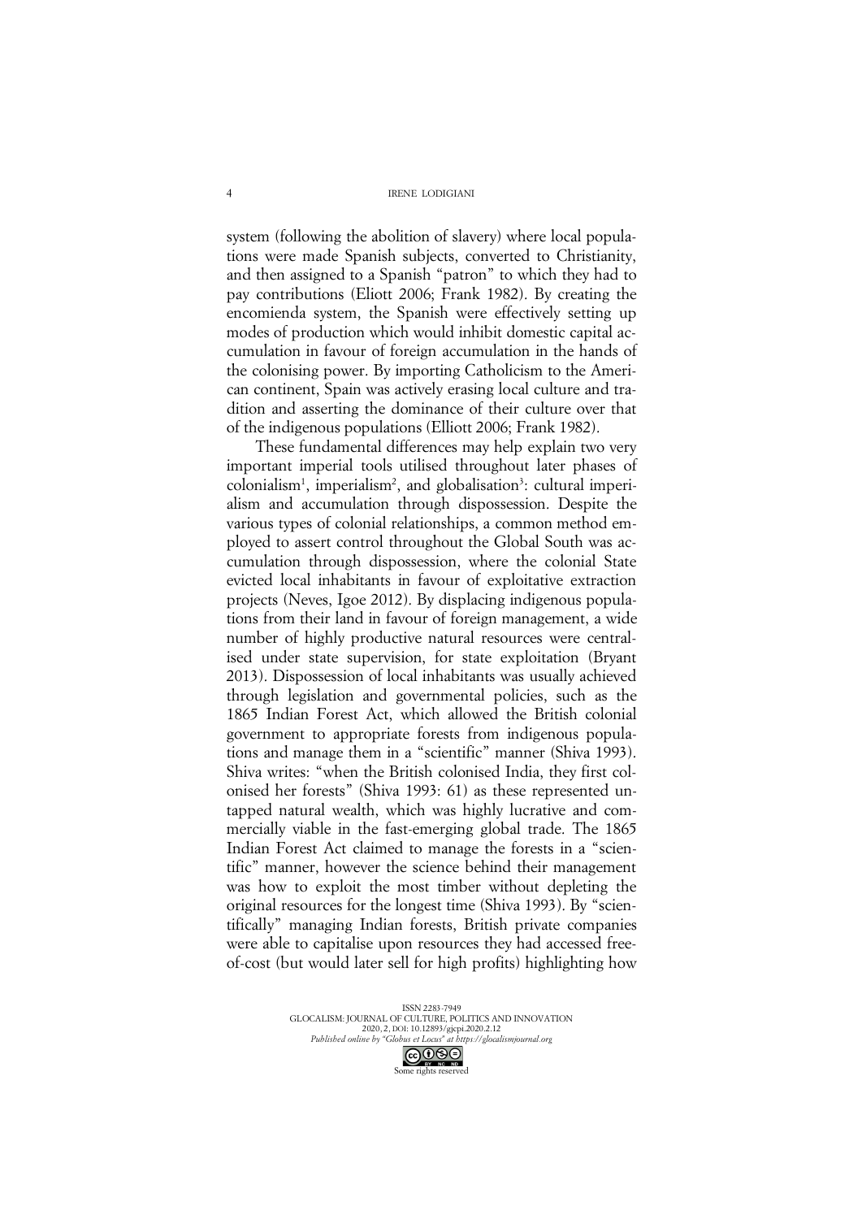system (following the abolition of slavery) where local populations were made Spanish subjects, converted to Christianity, and then assigned to a Spanish "patron" to which they had to pay contributions (Eliott 2006; Frank 1982). By creating the encomienda system, the Spanish were effectively setting up modes of production which would inhibit domestic capital accumulation in favour of foreign accumulation in the hands of the colonising power. By importing Catholicism to the American continent, Spain was actively erasing local culture and tradition and asserting the dominance of their culture over that of the indigenous populations (Elliott 2006; Frank 1982).

These fundamental differences may help explain two very important imperial tools utilised throughout later phases of colonialism[1], imperialism[2], and globalisation[3]: cultural imperialism and accumulation through dispossession. Despite the various types of colonial relationships, a common method employed to assert control throughout the Global South was accumulation through dispossession, where the colonial State evicted local inhabitants in favour of exploitative extraction projects (Neves, Igoe 2012). By displacing indigenous populations from their land in favour of foreign management, a wide number of highly productive natural resources were centralised under state supervision, for state exploitation (Bryant 2013). Dispossession of local inhabitants was usually achieved through legislation and governmental policies, such as the 1865 Indian Forest Act, which allowed the British colonial government to appropriate forests from indigenous populations and manage them in a "scientific" manner (Shiva 1993). Shiva writes: "when the British colonised India, they first colonised her forests" (Shiva 1993: 61) as these represented untapped natural wealth, which was highly lucrative and commercially viable in the fast-emerging global trade. The 1865 Indian Forest Act claimed to manage the forests in a "scientific" manner, however the science behind their management was how to exploit the most timber without depleting the original resources for the longest time (Shiva 1993). By "scientifically" managing Indian forests, British private companies were able to capitalise upon resources they had accessed free-of-cost (but would later sell for high profits) highlighting how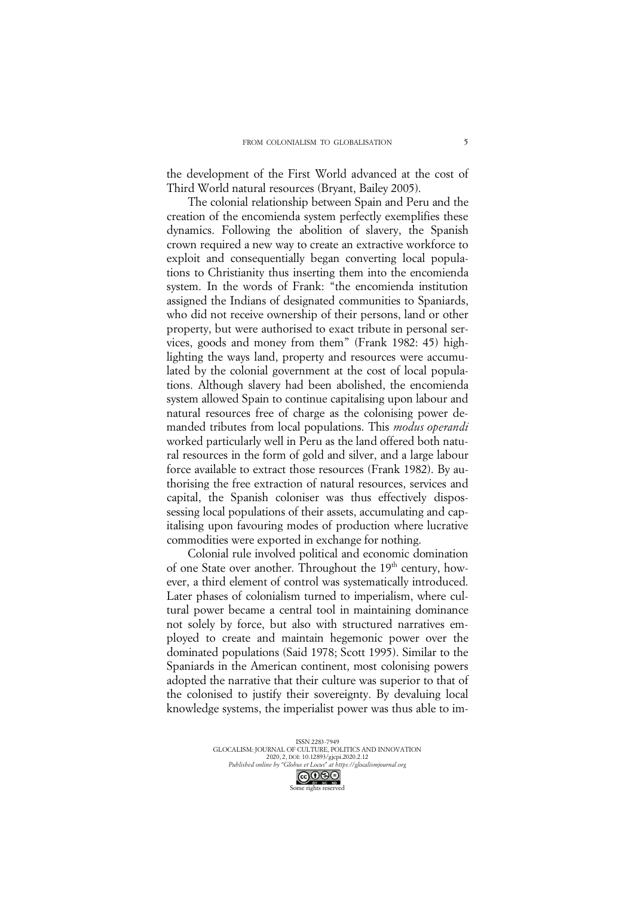the development of the First World advanced at the cost of Third World natural resources (Bryant, Bailey 2005).

The colonial relationship between Spain and Peru and the creation of the encomienda system perfectly exemplifies these dynamics. Following the abolition of slavery, the Spanish crown required a new way to create an extractive workforce to exploit and consequentially began converting local populations to Christianity thus inserting them into the encomienda system. In the words of Frank: "the encomienda institution assigned the Indians of designated communities to Spaniards, who did not receive ownership of their persons, land or other property, but were authorised to exact tribute in personal services, goods and money from them" (Frank 1982: 45) highlighting the ways land, property and resources were accumulated by the colonial government at the cost of local populations. Although slavery had been abolished, the encomienda system allowed Spain to continue capitalising upon labour and natural resources free of charge as the colonising power demanded tributes from local populations. This *modus operandi* worked particularly well in Peru as the land offered both natural resources in the form of gold and silver, and a large labour force available to extract those resources (Frank 1982). By authorising the free extraction of natural resources, services and capital, the Spanish coloniser was thus effectively dispossessing local populations of their assets, accumulating and capitalising upon favouring modes of production where lucrative commodities were exported in exchange for nothing.

Colonial rule involved political and economic domination of one State over another. Throughout the 19th century, however, a third element of control was systematically introduced. Later phases of colonialism turned to imperialism, where cultural power became a central tool in maintaining dominance not solely by force, but also with structured narratives employed to create and maintain hegemonic power over the dominated populations (Said 1978; Scott 1995). Similar to the Spaniards in the American continent, most colonising powers adopted the narrative that their culture was superior to that of the colonised to justify their sovereignty. By devaluing local knowledge systems, the imperialist power was thus able to im-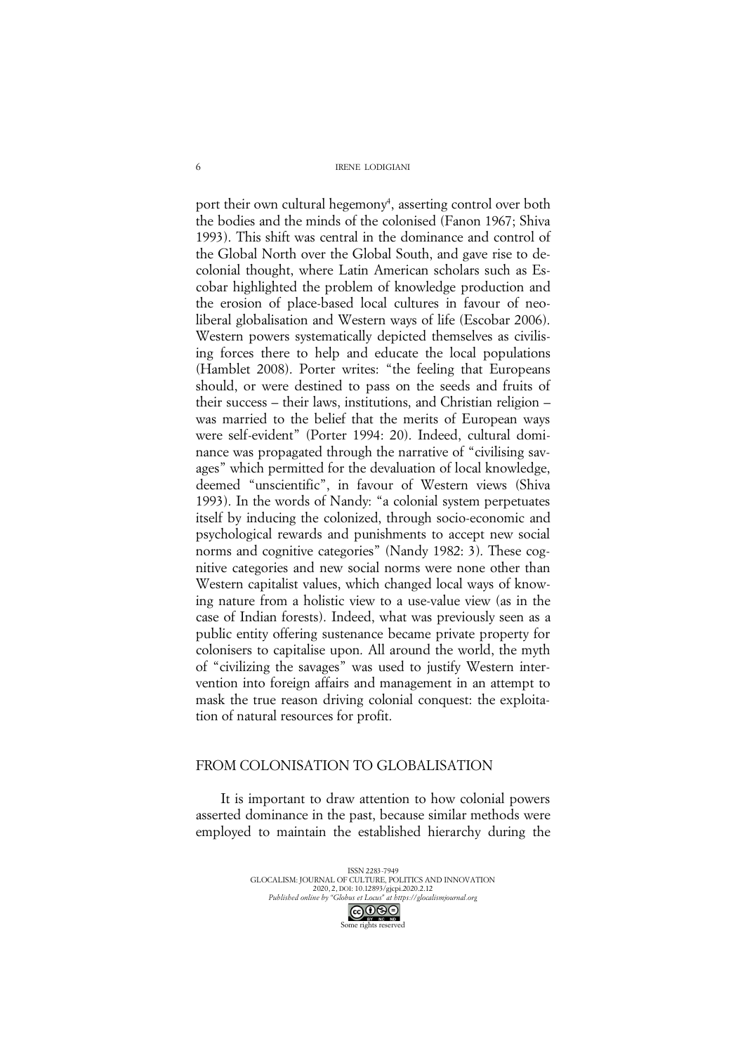port their own cultural hegemony[4], asserting control over both the bodies and the minds of the colonised (Fanon 1967; Shiva 1993). This shift was central in the dominance and control of the Global North over the Global South, and gave rise to decolonial thought, where Latin American scholars such as Escobar highlighted the problem of knowledge production and the erosion of place-based local cultures in favour of neoliberal globalisation and Western ways of life (Escobar 2006). Western powers systematically depicted themselves as civilising forces there to help and educate the local populations (Hamblet 2008). Porter writes: "the feeling that Europeans should, or were destined to pass on the seeds and fruits of their success – their laws, institutions, and Christian religion – was married to the belief that the merits of European ways were self-evident" (Porter 1994: 20). Indeed, cultural dominance was propagated through the narrative of "civilising savages" which permitted for the devaluation of local knowledge, deemed "unscientific", in favour of Western views (Shiva 1993). In the words of Nandy: "a colonial system perpetuates itself by inducing the colonized, through socio-economic and psychological rewards and punishments to accept new social norms and cognitive categories" (Nandy 1982: 3). These cognitive categories and new social norms were none other than Western capitalist values, which changed local ways of knowing nature from a holistic view to a use-value view (as in the case of Indian forests). Indeed, what was previously seen as a public entity offering sustenance became private property for colonisers to capitalise upon. All around the world, the myth of "civilizing the savages" was used to justify Western intervention into foreign affairs and management in an attempt to mask the true reason driving colonial conquest: the exploitation of natural resources for profit.

## FROM COLONISATION TO GLOBALISATION

It is important to draw attention to how colonial powers asserted dominance in the past, because similar methods were employed to maintain the established hierarchy during the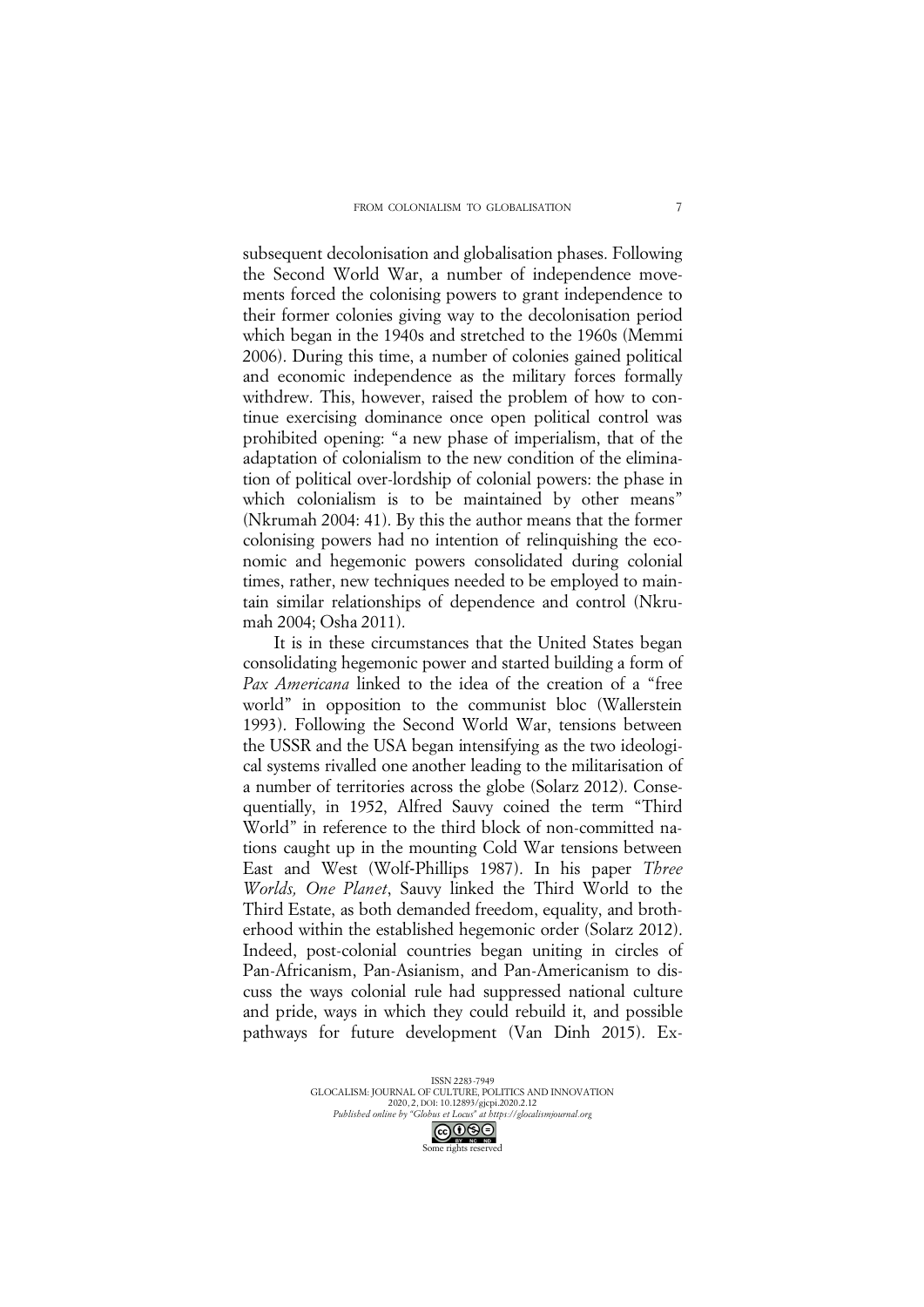subsequent decolonisation and globalisation phases. Following the Second World War, a number of independence movements forced the colonising powers to grant independence to their former colonies giving way to the decolonisation period which began in the 1940s and stretched to the 1960s (Memmi 2006). During this time, a number of colonies gained political and economic independence as the military forces formally withdrew. This, however, raised the problem of how to continue exercising dominance once open political control was prohibited opening: "a new phase of imperialism, that of the adaptation of colonialism to the new condition of the elimination of political over-lordship of colonial powers: the phase in which colonialism is to be maintained by other means" (Nkrumah 2004: 41). By this the author means that the former colonising powers had no intention of relinquishing the economic and hegemonic powers consolidated during colonial times, rather, new techniques needed to be employed to maintain similar relationships of dependence and control (Nkrumah 2004; Osha 2011).

It is in these circumstances that the United States began consolidating hegemonic power and started building a form of *Pax Americana* linked to the idea of the creation of a "free world" in opposition to the communist bloc (Wallerstein 1993). Following the Second World War, tensions between the USSR and the USA began intensifying as the two ideological systems rivalled one another leading to the militarisation of a number of territories across the globe (Solarz 2012). Consequentially, in 1952, Alfred Sauvy coined the term "Third World" in reference to the third block of non-committed nations caught up in the mounting Cold War tensions between East and West (Wolf-Phillips 1987). In his paper *Three Worlds, One Planet*, Sauvy linked the Third World to the Third Estate, as both demanded freedom, equality, and brotherhood within the established hegemonic order (Solarz 2012). Indeed, post-colonial countries began uniting in circles of Pan-Africanism, Pan-Asianism, and Pan-Americanism to discuss the ways colonial rule had suppressed national culture and pride, ways in which they could rebuild it, and possible pathways for future development (Van Dinh 2015). Ex-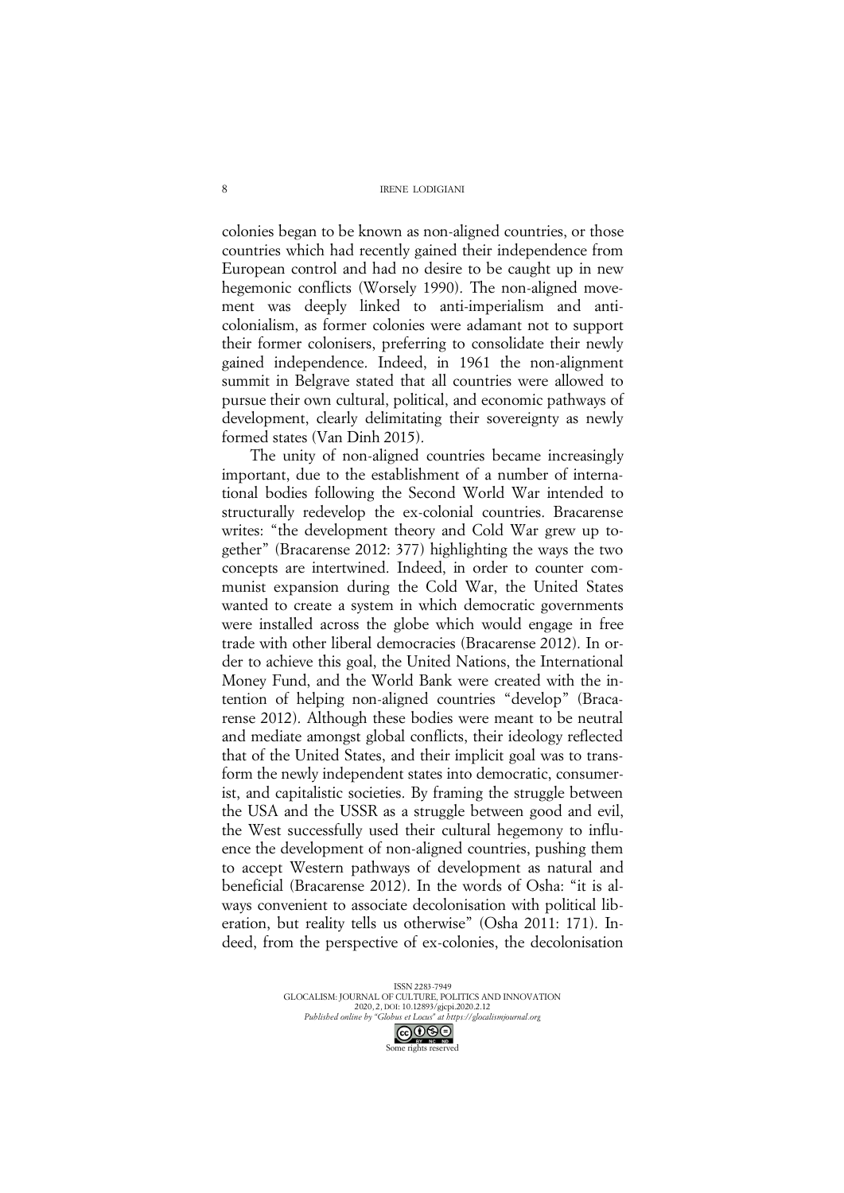colonies began to be known as non-aligned countries, or those countries which had recently gained their independence from European control and had no desire to be caught up in new hegemonic conflicts (Worsely 1990). The non-aligned movement was deeply linked to anti-imperialism and anti-colonialism, as former colonies were adamant not to support their former colonisers, preferring to consolidate their newly gained independence. Indeed, in 1961 the non-alignment summit in Belgrave stated that all countries were allowed to pursue their own cultural, political, and economic pathways of development, clearly delimitating their sovereignty as newly formed states (Van Dinh 2015).

The unity of non-aligned countries became increasingly important, due to the establishment of a number of international bodies following the Second World War intended to structurally redevelop the ex-colonial countries. Bracarense writes: "the development theory and Cold War grew up together" (Bracarense 2012: 377) highlighting the ways the two concepts are intertwined. Indeed, in order to counter communist expansion during the Cold War, the United States wanted to create a system in which democratic governments were installed across the globe which would engage in free trade with other liberal democracies (Bracarense 2012). In order to achieve this goal, the United Nations, the International Money Fund, and the World Bank were created with the intention of helping non-aligned countries "develop" (Bracarense 2012). Although these bodies were meant to be neutral and mediate amongst global conflicts, their ideology reflected that of the United States, and their implicit goal was to transform the newly independent states into democratic, consumerist, and capitalistic societies. By framing the struggle between the USA and the USSR as a struggle between good and evil, the West successfully used their cultural hegemony to influence the development of non-aligned countries, pushing them to accept Western pathways of development as natural and beneficial (Bracarense 2012). In the words of Osha: "it is always convenient to associate decolonisation with political liberation, but reality tells us otherwise" (Osha 2011: 171). Indeed, from the perspective of ex-colonies, the decolonisation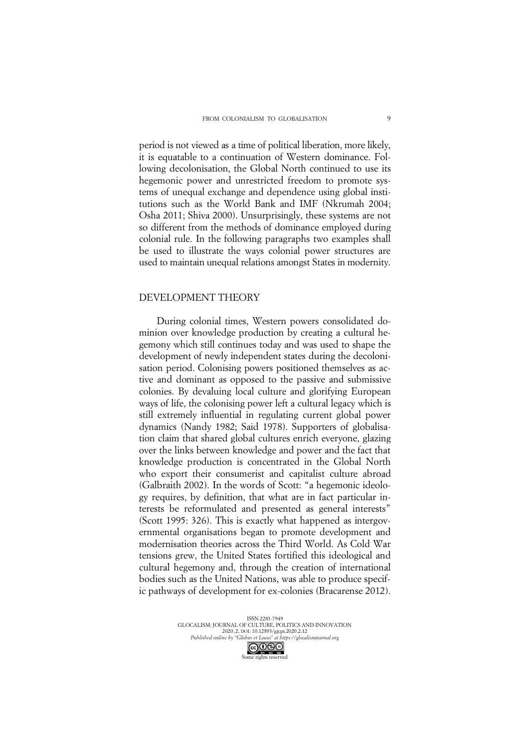period is not viewed as a time of political liberation, more likely, it is equatable to a continuation of Western dominance. Following decolonisation, the Global North continued to use its hegemonic power and unrestricted freedom to promote systems of unequal exchange and dependence using global institutions such as the World Bank and IMF (Nkrumah 2004; Osha 2011; Shiva 2000). Unsurprisingly, these systems are not so different from the methods of dominance employed during colonial rule. In the following paragraphs two examples shall be used to illustrate the ways colonial power structures are used to maintain unequal relations amongst States in modernity.

## DEVELOPMENT THEORY

During colonial times, Western powers consolidated dominion over knowledge production by creating a cultural hegemony which still continues today and was used to shape the development of newly independent states during the decolonisation period. Colonising powers positioned themselves as active and dominant as opposed to the passive and submissive colonies. By devaluing local culture and glorifying European ways of life, the colonising power left a cultural legacy which is still extremely influential in regulating current global power dynamics (Nandy 1982; Said 1978). Supporters of globalisation claim that shared global cultures enrich everyone, glazing over the links between knowledge and power and the fact that knowledge production is concentrated in the Global North who export their consumerist and capitalist culture abroad (Galbraith 2002). In the words of Scott: "a hegemonic ideology requires, by definition, that what are in fact particular interests be reformulated and presented as general interests" (Scott 1995: 326). This is exactly what happened as intergovernmental organisations began to promote development and modernisation theories across the Third World. As Cold War tensions grew, the United States fortified this ideological and cultural hegemony and, through the creation of international bodies such as the United Nations, was able to produce specific pathways of development for ex-colonies (Bracarense 2012).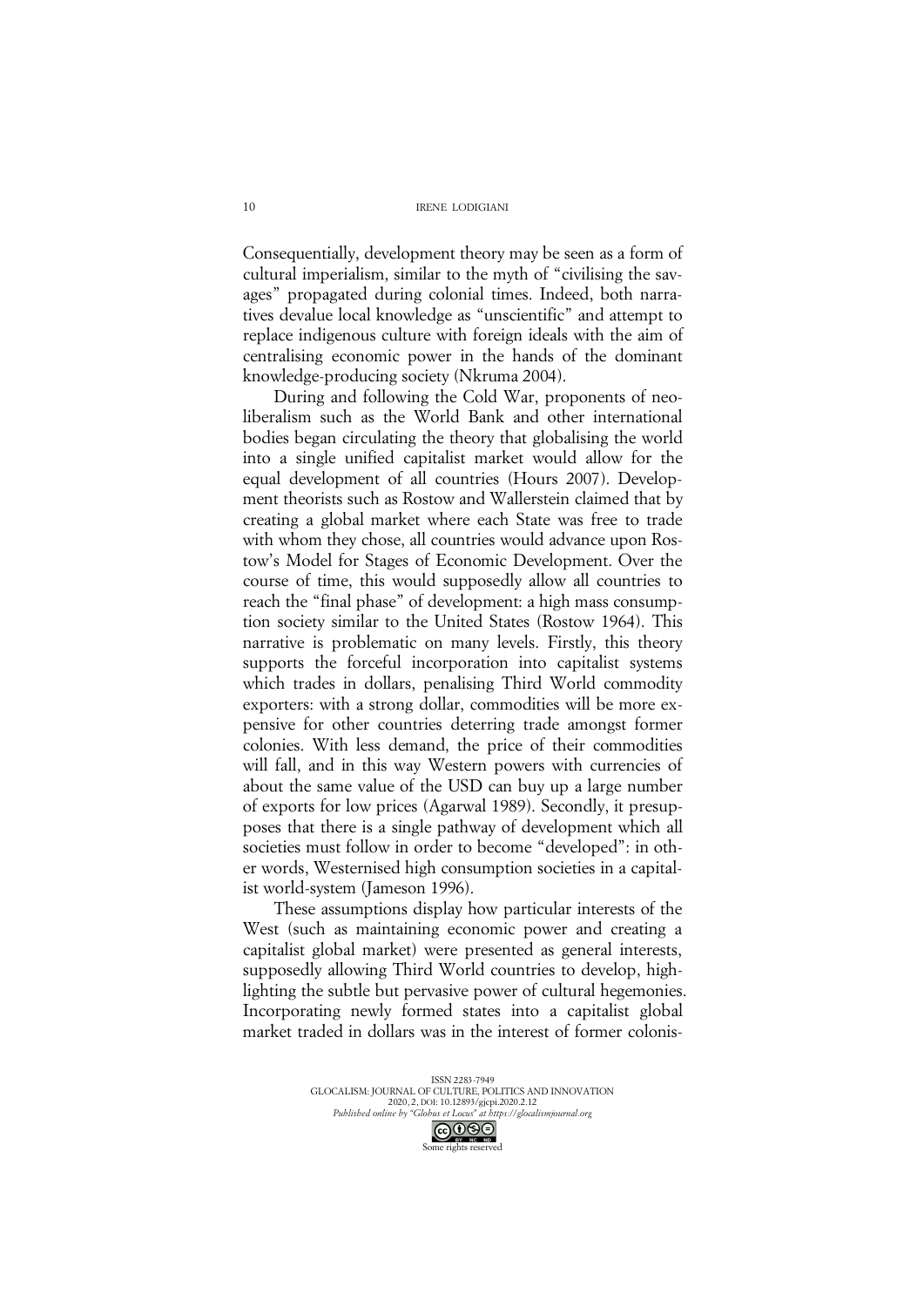Consequentially, development theory may be seen as a form of cultural imperialism, similar to the myth of "civilising the savages" propagated during colonial times. Indeed, both narratives devalue local knowledge as "unscientific" and attempt to replace indigenous culture with foreign ideals with the aim of centralising economic power in the hands of the dominant knowledge-producing society (Nkruma 2004).

During and following the Cold War, proponents of neoliberalism such as the World Bank and other international bodies began circulating the theory that globalising the world into a single unified capitalist market would allow for the equal development of all countries (Hours 2007). Development theorists such as Rostow and Wallerstein claimed that by creating a global market where each State was free to trade with whom they chose, all countries would advance upon Rostow's Model for Stages of Economic Development. Over the course of time, this would supposedly allow all countries to reach the "final phase" of development: a high mass consumption society similar to the United States (Rostow 1964). This narrative is problematic on many levels. Firstly, this theory supports the forceful incorporation into capitalist systems which trades in dollars, penalising Third World commodity exporters: with a strong dollar, commodities will be more expensive for other countries deterring trade amongst former colonies. With less demand, the price of their commodities will fall, and in this way Western powers with currencies of about the same value of the USD can buy up a large number of exports for low prices (Agarwal 1989). Secondly, it presupposes that there is a single pathway of development which all societies must follow in order to become "developed": in other words, Westernised high consumption societies in a capitalist world-system (Jameson 1996).

These assumptions display how particular interests of the West (such as maintaining economic power and creating a capitalist global market) were presented as general interests, supposedly allowing Third World countries to develop, highlighting the subtle but pervasive power of cultural hegemonies. Incorporating newly formed states into a capitalist global market traded in dollars was in the interest of former colonis-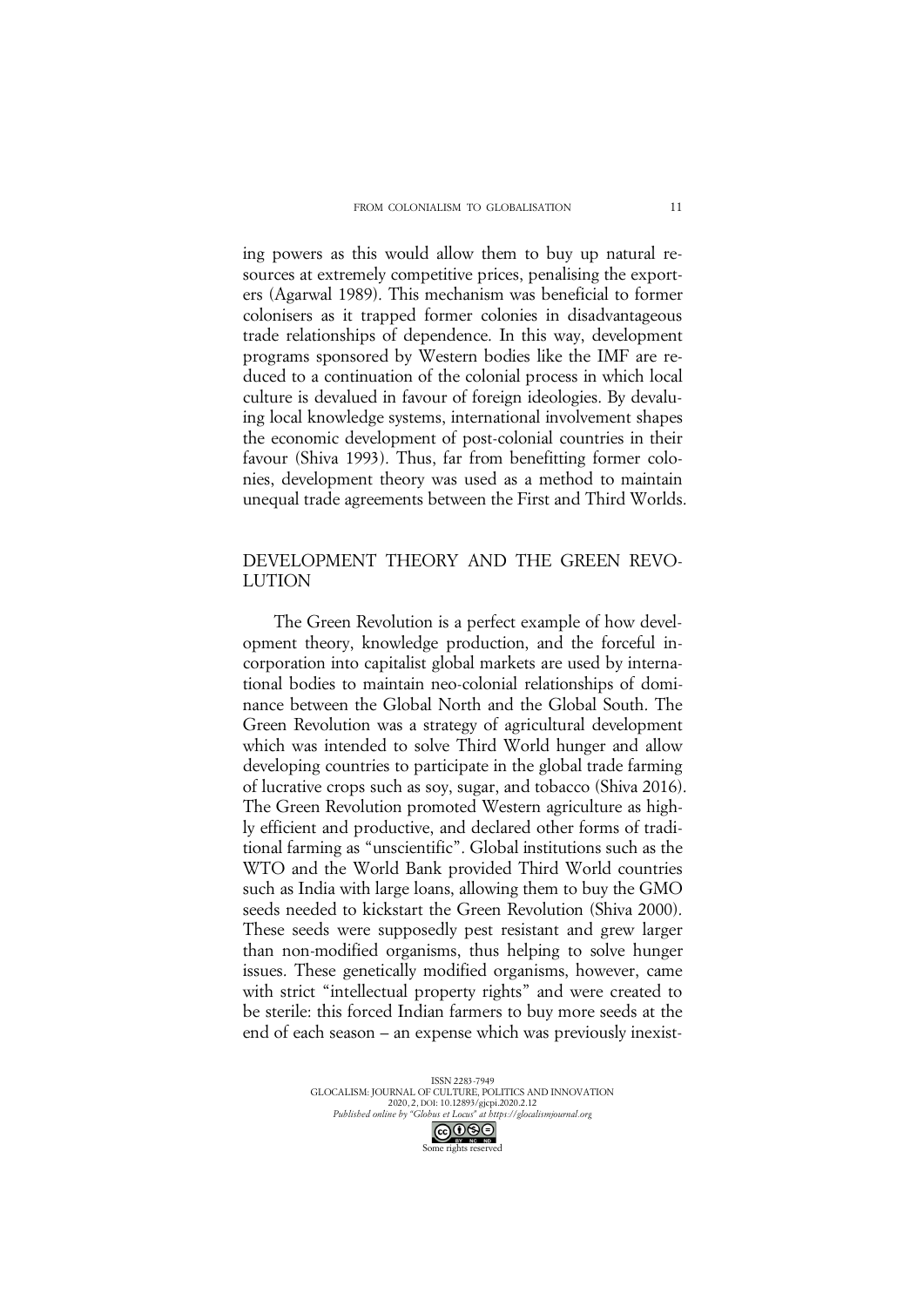ing powers as this would allow them to buy up natural resources at extremely competitive prices, penalising the exporters (Agarwal 1989). This mechanism was beneficial to former colonisers as it trapped former colonies in disadvantageous trade relationships of dependence. In this way, development programs sponsored by Western bodies like the IMF are reduced to a continuation of the colonial process in which local culture is devalued in favour of foreign ideologies. By devaluing local knowledge systems, international involvement shapes the economic development of post-colonial countries in their favour (Shiva 1993). Thus, far from benefitting former colonies, development theory was used as a method to maintain unequal trade agreements between the First and Third Worlds.

## DEVELOPMENT THEORY AND THE GREEN REVOLUTION

The Green Revolution is a perfect example of how development theory, knowledge production, and the forceful incorporation into capitalist global markets are used by international bodies to maintain neo-colonial relationships of dominance between the Global North and the Global South. The Green Revolution was a strategy of agricultural development which was intended to solve Third World hunger and allow developing countries to participate in the global trade farming of lucrative crops such as soy, sugar, and tobacco (Shiva 2016). The Green Revolution promoted Western agriculture as highly efficient and productive, and declared other forms of traditional farming as "unscientific". Global institutions such as the WTO and the World Bank provided Third World countries such as India with large loans, allowing them to buy the GMO seeds needed to kickstart the Green Revolution (Shiva 2000). These seeds were supposedly pest resistant and grew larger than non-modified organisms, thus helping to solve hunger issues. These genetically modified organisms, however, came with strict "intellectual property rights" and were created to be sterile: this forced Indian farmers to buy more seeds at the end of each season – an expense which was previously inexist-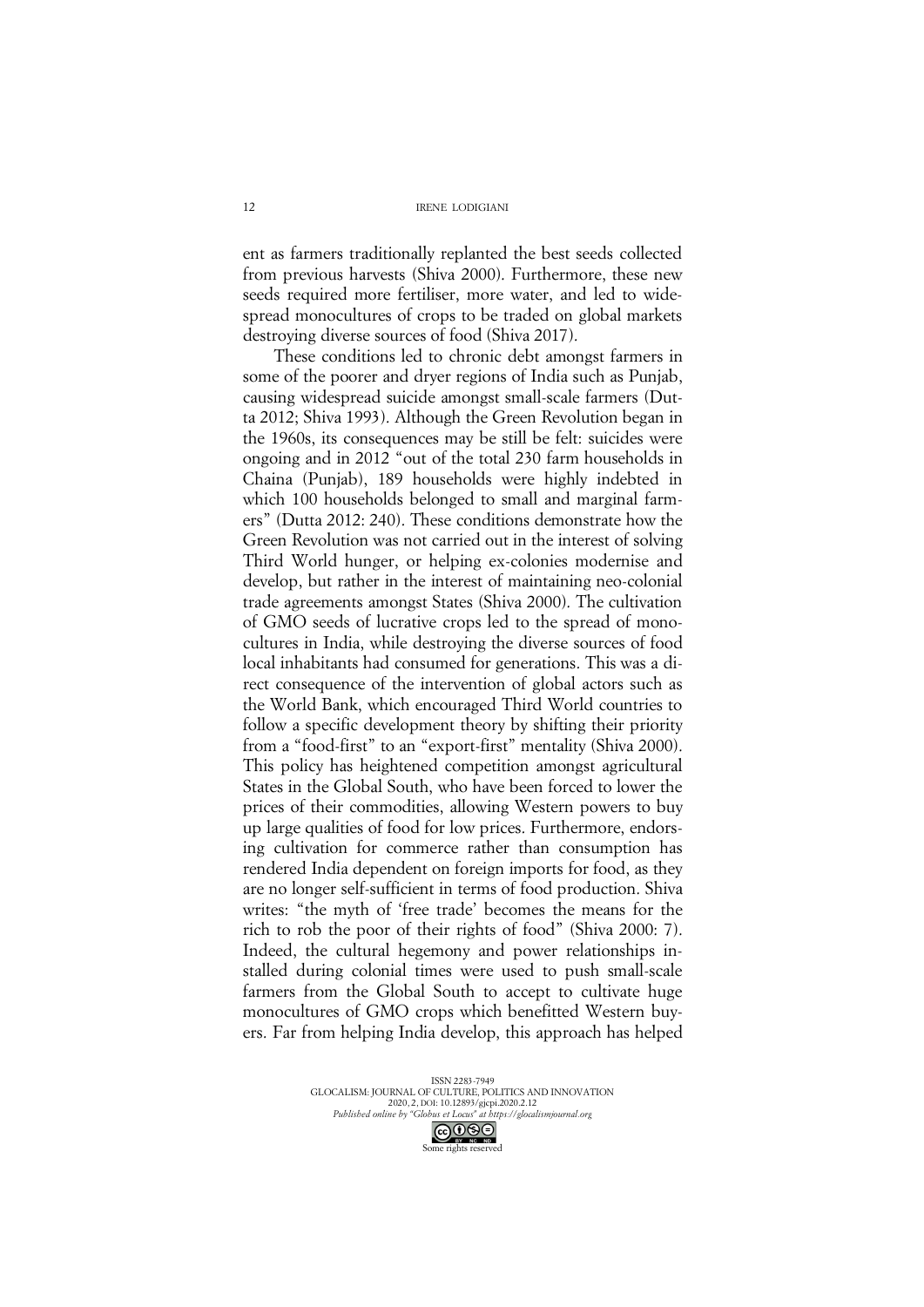ent as farmers traditionally replanted the best seeds collected from previous harvests (Shiva 2000). Furthermore, these new seeds required more fertiliser, more water, and led to widespread monocultures of crops to be traded on global markets destroying diverse sources of food (Shiva 2017).

These conditions led to chronic debt amongst farmers in some of the poorer and dryer regions of India such as Punjab, causing widespread suicide amongst small-scale farmers (Dutta 2012; Shiva 1993). Although the Green Revolution began in the 1960s, its consequences may be still be felt: suicides were ongoing and in 2012 "out of the total 230 farm households in Chaina (Punjab), 189 households were highly indebted in which 100 households belonged to small and marginal farmers" (Dutta 2012: 240). These conditions demonstrate how the Green Revolution was not carried out in the interest of solving Third World hunger, or helping ex-colonies modernise and develop, but rather in the interest of maintaining neo-colonial trade agreements amongst States (Shiva 2000). The cultivation of GMO seeds of lucrative crops led to the spread of monocultures in India, while destroying the diverse sources of food local inhabitants had consumed for generations. This was a direct consequence of the intervention of global actors such as the World Bank, which encouraged Third World countries to follow a specific development theory by shifting their priority from a "food-first" to an "export-first" mentality (Shiva 2000). This policy has heightened competition amongst agricultural States in the Global South, who have been forced to lower the prices of their commodities, allowing Western powers to buy up large qualities of food for low prices. Furthermore, endorsing cultivation for commerce rather than consumption has rendered India dependent on foreign imports for food, as they are no longer self-sufficient in terms of food production. Shiva writes: "the myth of 'free trade' becomes the means for the rich to rob the poor of their rights of food" (Shiva 2000: 7). Indeed, the cultural hegemony and power relationships installed during colonial times were used to push small-scale farmers from the Global South to accept to cultivate huge monocultures of GMO crops which benefitted Western buyers. Far from helping India develop, this approach has helped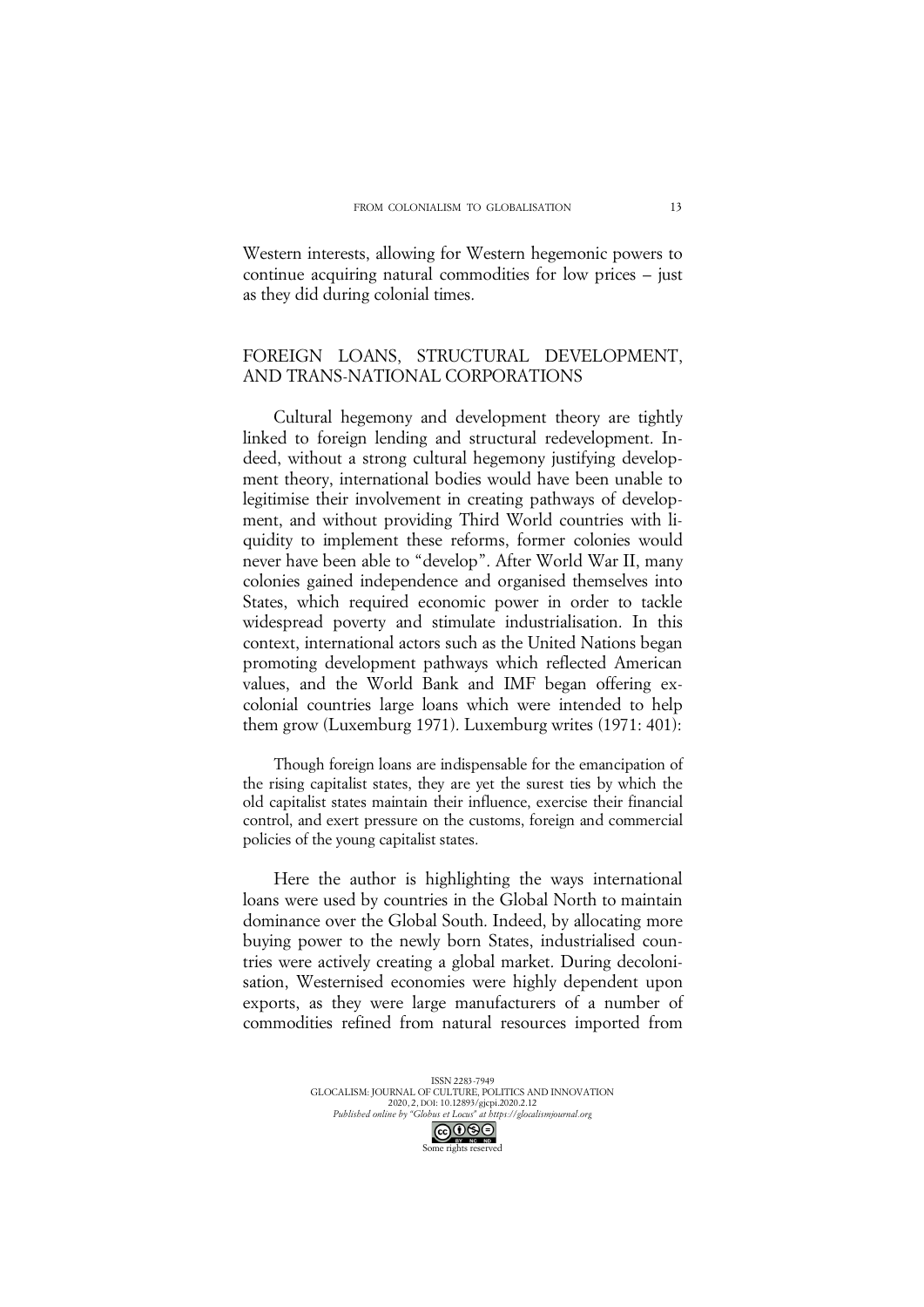Western interests, allowing for Western hegemonic powers to continue acquiring natural commodities for low prices – just as they did during colonial times.

## FOREIGN LOANS, STRUCTURAL DEVELOPMENT, AND TRANS-NATIONAL CORPORATIONS

Cultural hegemony and development theory are tightly linked to foreign lending and structural redevelopment. Indeed, without a strong cultural hegemony justifying development theory, international bodies would have been unable to legitimise their involvement in creating pathways of development, and without providing Third World countries with liquidity to implement these reforms, former colonies would never have been able to "develop". After World War II, many colonies gained independence and organised themselves into States, which required economic power in order to tackle widespread poverty and stimulate industrialisation. In this context, international actors such as the United Nations began promoting development pathways which reflected American values, and the World Bank and IMF began offering ex-colonial countries large loans which were intended to help them grow (Luxemburg 1971). Luxemburg writes (1971: 401):

> Though foreign loans are indispensable for the emancipation of the rising capitalist states, they are yet the surest ties by which the old capitalist states maintain their influence, exercise their financial control, and exert pressure on the customs, foreign and commercial policies of the young capitalist states.

Here the author is highlighting the ways international loans were used by countries in the Global North to maintain dominance over the Global South. Indeed, by allocating more buying power to the newly born States, industrialised countries were actively creating a global market. During decolonisation, Westernised economies were highly dependent upon exports, as they were large manufacturers of a number of commodities refined from natural resources imported from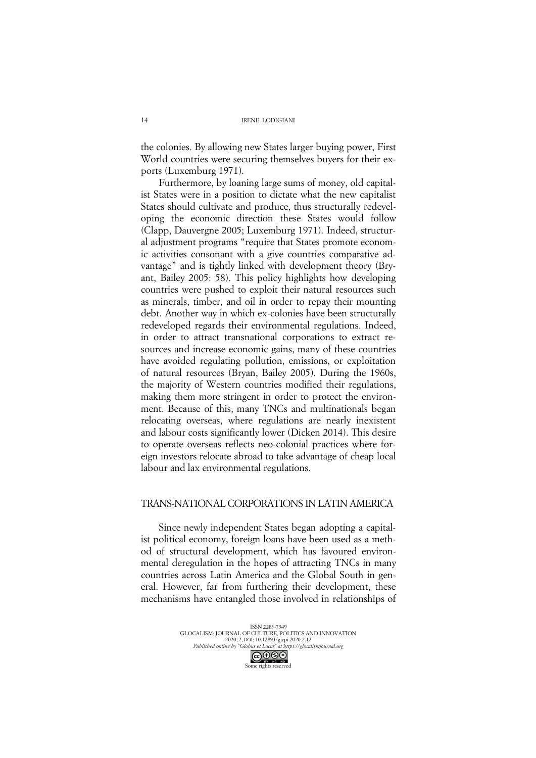the colonies. By allowing new States larger buying power, First World countries were securing themselves buyers for their exports (Luxemburg 1971).

Furthermore, by loaning large sums of money, old capitalist States were in a position to dictate what the new capitalist States should cultivate and produce, thus structurally redeveloping the economic direction these States would follow (Clapp, Dauvergne 2005; Luxemburg 1971). Indeed, structural adjustment programs "require that States promote economic activities consonant with a give countries comparative advantage" and is tightly linked with development theory (Bryant, Bailey 2005: 58). This policy highlights how developing countries were pushed to exploit their natural resources such as minerals, timber, and oil in order to repay their mounting debt. Another way in which ex-colonies have been structurally redeveloped regards their environmental regulations. Indeed, in order to attract transnational corporations to extract resources and increase economic gains, many of these countries have avoided regulating pollution, emissions, or exploitation of natural resources (Bryan, Bailey 2005). During the 1960s, the majority of Western countries modified their regulations, making them more stringent in order to protect the environment. Because of this, many TNCs and multinationals began relocating overseas, where regulations are nearly inexistent and labour costs significantly lower (Dicken 2014). This desire to operate overseas reflects neo-colonial practices where foreign investors relocate abroad to take advantage of cheap local labour and lax environmental regulations.

## TRANS-NATIONAL CORPORATIONS IN LATIN AMERICA

Since newly independent States began adopting a capitalist political economy, foreign loans have been used as a method of structural development, which has favoured environmental deregulation in the hopes of attracting TNCs in many countries across Latin America and the Global South in general. However, far from furthering their development, these mechanisms have entangled those involved in relationships of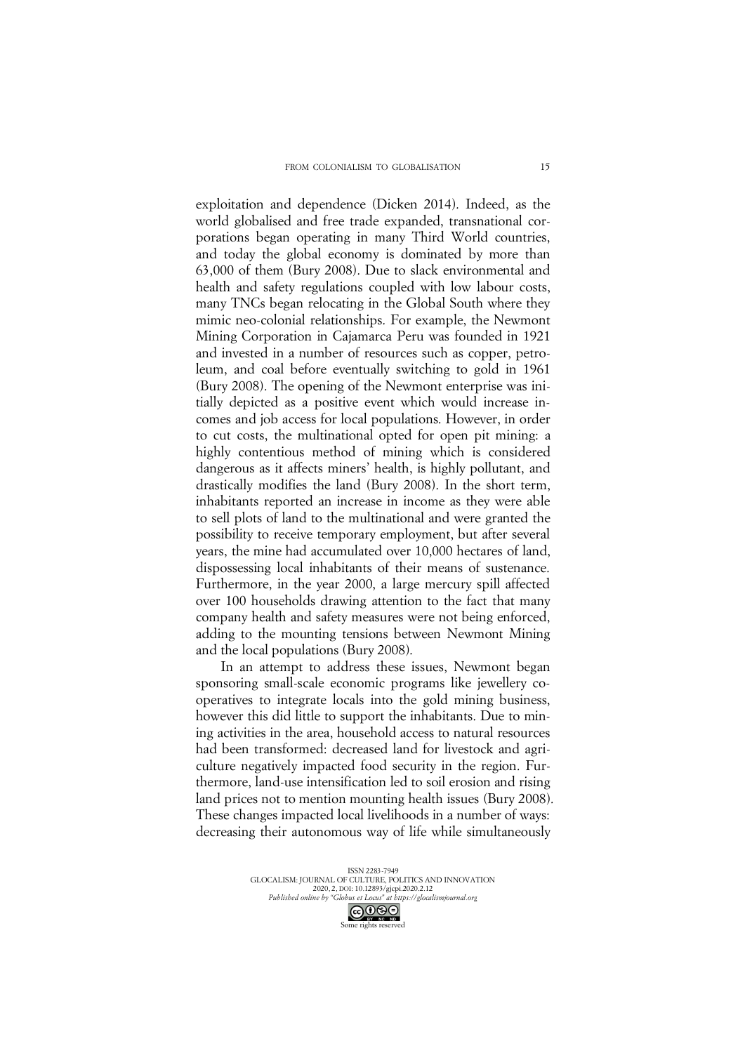exploitation and dependence (Dicken 2014). Indeed, as the world globalised and free trade expanded, transnational corporations began operating in many Third World countries, and today the global economy is dominated by more than 63,000 of them (Bury 2008). Due to slack environmental and health and safety regulations coupled with low labour costs, many TNCs began relocating in the Global South where they mimic neo-colonial relationships. For example, the Newmont Mining Corporation in Cajamarca Peru was founded in 1921 and invested in a number of resources such as copper, petroleum, and coal before eventually switching to gold in 1961 (Bury 2008). The opening of the Newmont enterprise was initially depicted as a positive event which would increase incomes and job access for local populations. However, in order to cut costs, the multinational opted for open pit mining: a highly contentious method of mining which is considered dangerous as it affects miners' health, is highly pollutant, and drastically modifies the land (Bury 2008). In the short term, inhabitants reported an increase in income as they were able to sell plots of land to the multinational and were granted the possibility to receive temporary employment, but after several years, the mine had accumulated over 10,000 hectares of land, dispossessing local inhabitants of their means of sustenance. Furthermore, in the year 2000, a large mercury spill affected over 100 households drawing attention to the fact that many company health and safety measures were not being enforced, adding to the mounting tensions between Newmont Mining and the local populations (Bury 2008).

In an attempt to address these issues, Newmont began sponsoring small-scale economic programs like jewellery cooperatives to integrate locals into the gold mining business, however this did little to support the inhabitants. Due to mining activities in the area, household access to natural resources had been transformed: decreased land for livestock and agriculture negatively impacted food security in the region. Furthermore, land-use intensification led to soil erosion and rising land prices not to mention mounting health issues (Bury 2008). These changes impacted local livelihoods in a number of ways: decreasing their autonomous way of life while simultaneously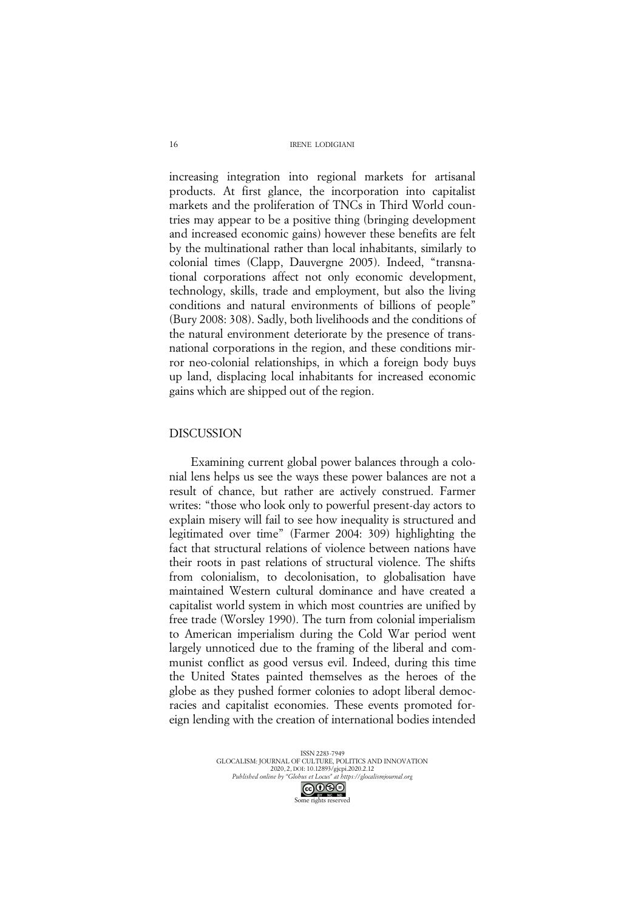increasing integration into regional markets for artisanal products. At first glance, the incorporation into capitalist markets and the proliferation of TNCs in Third World countries may appear to be a positive thing (bringing development and increased economic gains) however these benefits are felt by the multinational rather than local inhabitants, similarly to colonial times (Clapp, Dauvergne 2005). Indeed, "transnational corporations affect not only economic development, technology, skills, trade and employment, but also the living conditions and natural environments of billions of people" (Bury 2008: 308). Sadly, both livelihoods and the conditions of the natural environment deteriorate by the presence of transnational corporations in the region, and these conditions mirror neo-colonial relationships, in which a foreign body buys up land, displacing local inhabitants for increased economic gains which are shipped out of the region.

## DISCUSSION

Examining current global power balances through a colonial lens helps us see the ways these power balances are not a result of chance, but rather are actively construed. Farmer writes: "those who look only to powerful present-day actors to explain misery will fail to see how inequality is structured and legitimated over time" (Farmer 2004: 309) highlighting the fact that structural relations of violence between nations have their roots in past relations of structural violence. The shifts from colonialism, to decolonisation, to globalisation have maintained Western cultural dominance and have created a capitalist world system in which most countries are unified by free trade (Worsley 1990). The turn from colonial imperialism to American imperialism during the Cold War period went largely unnoticed due to the framing of the liberal and communist conflict as good versus evil. Indeed, during this time the United States painted themselves as the heroes of the globe as they pushed former colonies to adopt liberal democracies and capitalist economies. These events promoted foreign lending with the creation of international bodies intended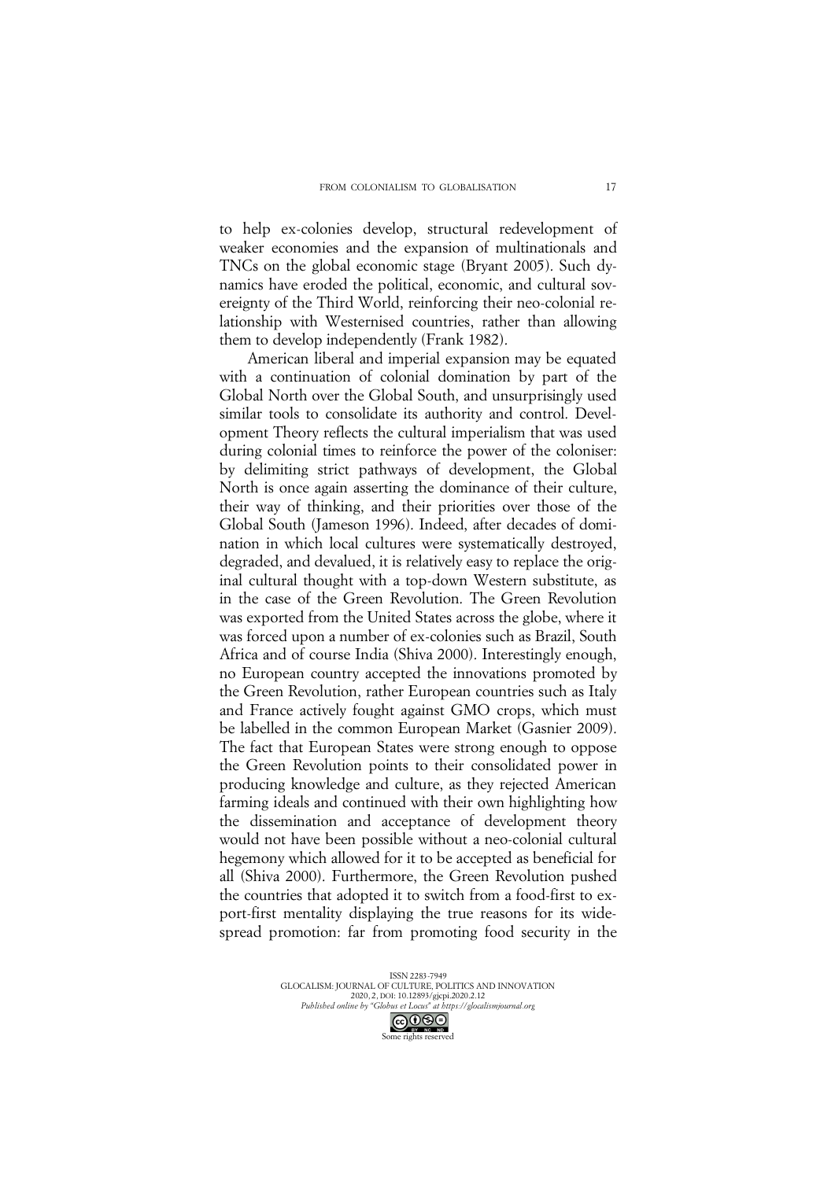to help ex-colonies develop, structural redevelopment of weaker economies and the expansion of multinationals and TNCs on the global economic stage (Bryant 2005). Such dynamics have eroded the political, economic, and cultural sovereignty of the Third World, reinforcing their neo-colonial relationship with Westernised countries, rather than allowing them to develop independently (Frank 1982).

American liberal and imperial expansion may be equated with a continuation of colonial domination by part of the Global North over the Global South, and unsurprisingly used similar tools to consolidate its authority and control. Development Theory reflects the cultural imperialism that was used during colonial times to reinforce the power of the coloniser: by delimiting strict pathways of development, the Global North is once again asserting the dominance of their culture, their way of thinking, and their priorities over those of the Global South (Jameson 1996). Indeed, after decades of domination in which local cultures were systematically destroyed, degraded, and devalued, it is relatively easy to replace the original cultural thought with a top-down Western substitute, as in the case of the Green Revolution. The Green Revolution was exported from the United States across the globe, where it was forced upon a number of ex-colonies such as Brazil, South Africa and of course India (Shiva 2000). Interestingly enough, no European country accepted the innovations promoted by the Green Revolution, rather European countries such as Italy and France actively fought against GMO crops, which must be labelled in the common European Market (Gasnier 2009). The fact that European States were strong enough to oppose the Green Revolution points to their consolidated power in producing knowledge and culture, as they rejected American farming ideals and continued with their own highlighting how the dissemination and acceptance of development theory would not have been possible without a neo-colonial cultural hegemony which allowed for it to be accepted as beneficial for all (Shiva 2000). Furthermore, the Green Revolution pushed the countries that adopted it to switch from a food-first to export-first mentality displaying the true reasons for its widespread promotion: far from promoting food security in the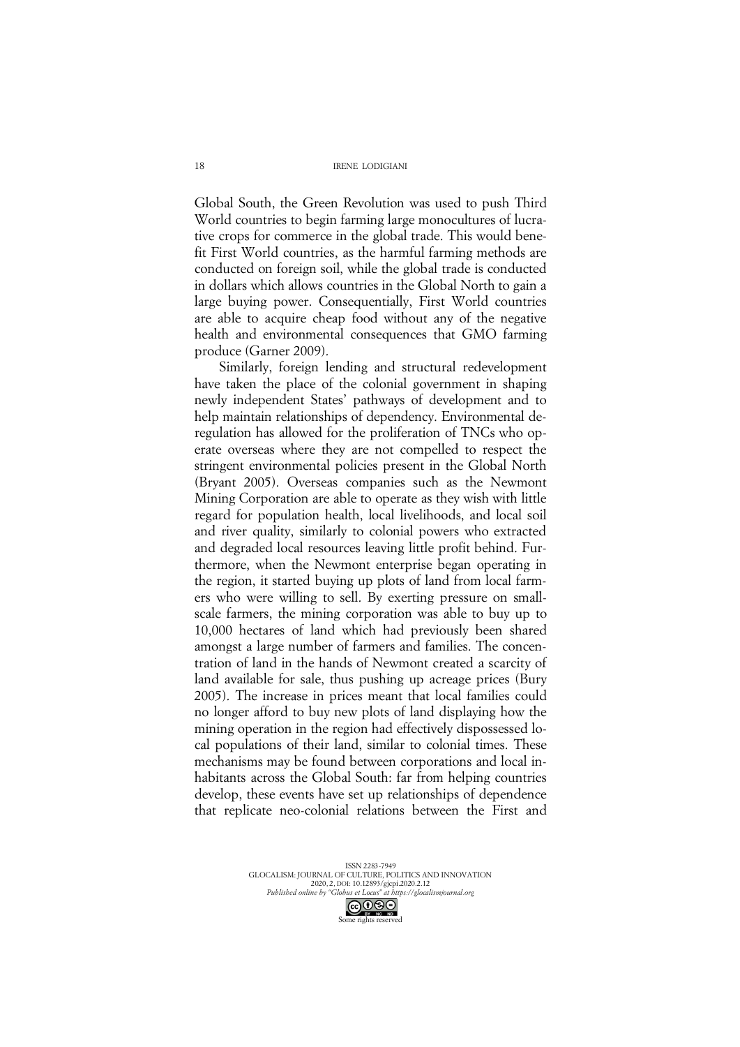Global South, the Green Revolution was used to push Third World countries to begin farming large monocultures of lucrative crops for commerce in the global trade. This would benefit First World countries, as the harmful farming methods are conducted on foreign soil, while the global trade is conducted in dollars which allows countries in the Global North to gain a large buying power. Consequentially, First World countries are able to acquire cheap food without any of the negative health and environmental consequences that GMO farming produce (Garner 2009).

Similarly, foreign lending and structural redevelopment have taken the place of the colonial government in shaping newly independent States' pathways of development and to help maintain relationships of dependency. Environmental deregulation has allowed for the proliferation of TNCs who operate overseas where they are not compelled to respect the stringent environmental policies present in the Global North (Bryant 2005). Overseas companies such as the Newmont Mining Corporation are able to operate as they wish with little regard for population health, local livelihoods, and local soil and river quality, similarly to colonial powers who extracted and degraded local resources leaving little profit behind. Furthermore, when the Newmont enterprise began operating in the region, it started buying up plots of land from local farmers who were willing to sell. By exerting pressure on small-scale farmers, the mining corporation was able to buy up to 10,000 hectares of land which had previously been shared amongst a large number of farmers and families. The concentration of land in the hands of Newmont created a scarcity of land available for sale, thus pushing up acreage prices (Bury 2005). The increase in prices meant that local families could no longer afford to buy new plots of land displaying how the mining operation in the region had effectively dispossessed local populations of their land, similar to colonial times. These mechanisms may be found between corporations and local inhabitants across the Global South: far from helping countries develop, these events have set up relationships of dependence that replicate neo-colonial relations between the First and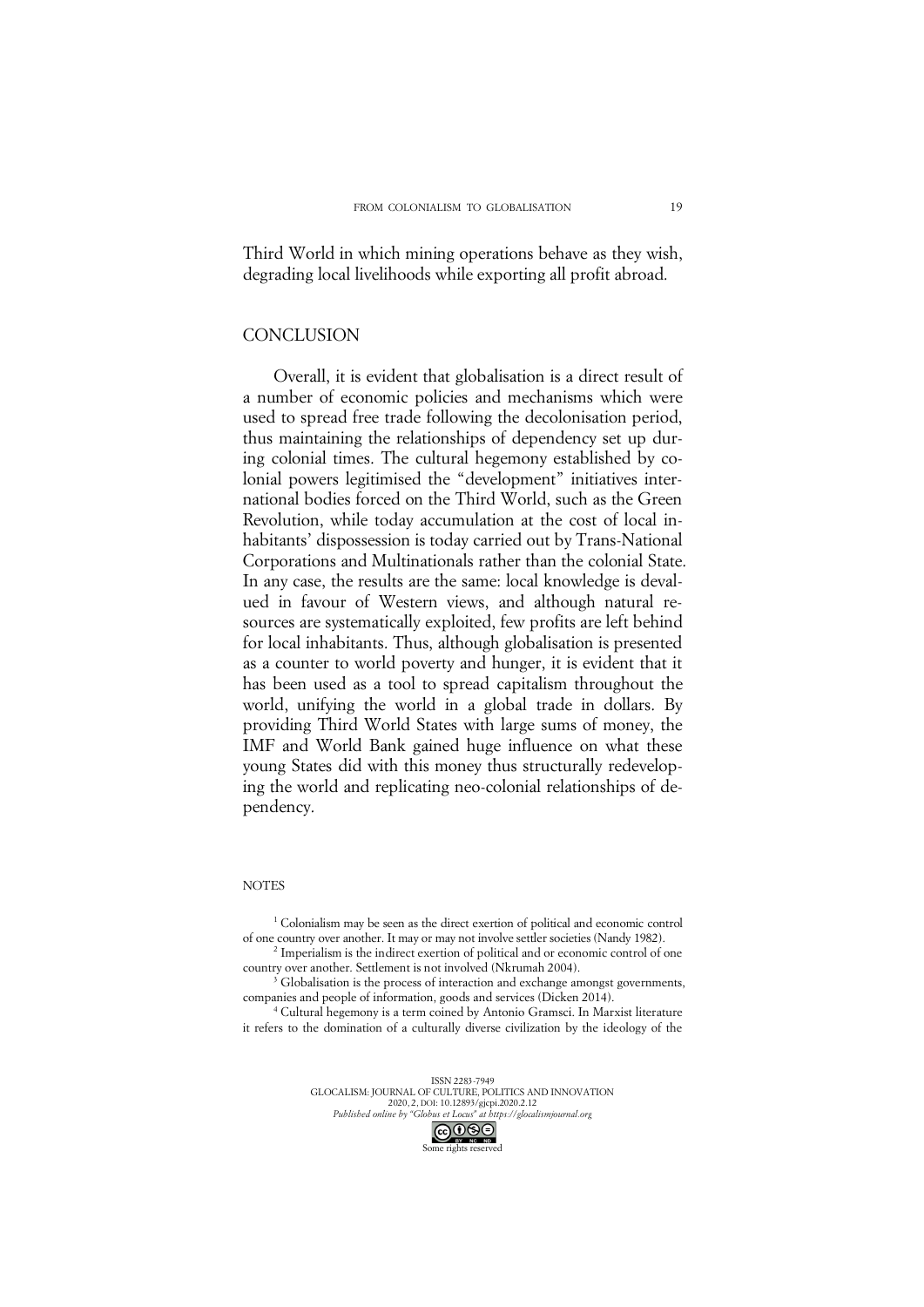Third World in which mining operations behave as they wish, degrading local livelihoods while exporting all profit abroad.

## CONCLUSION

Overall, it is evident that globalisation is a direct result of a number of economic policies and mechanisms which were used to spread free trade following the decolonisation period, thus maintaining the relationships of dependency set up during colonial times. The cultural hegemony established by colonial powers legitimised the "development" initiatives international bodies forced on the Third World, such as the Green Revolution, while today accumulation at the cost of local inhabitants' dispossession is today carried out by Trans-National Corporations and Multinationals rather than the colonial State. In any case, the results are the same: local knowledge is devalued in favour of Western views, and although natural resources are systematically exploited, few profits are left behind for local inhabitants. Thus, although globalisation is presented as a counter to world poverty and hunger, it is evident that it has been used as a tool to spread capitalism throughout the world, unifying the world in a global trade in dollars. By providing Third World States with large sums of money, the IMF and World Bank gained huge influence on what these young States did with this money thus structurally redeveloping the world and replicating neo-colonial relationships of dependency.

## NOTES

[1] Colonialism may be seen as the direct exertion of political and economic control of one country over another. It may or may not involve settler societies (Nandy 1982).

[2] Imperialism is the indirect exertion of political and or economic control of one country over another. Settlement is not involved (Nkrumah 2004).

[3] Globalisation is the process of interaction and exchange amongst governments, companies and people of information, goods and services (Dicken 2014).

[4] Cultural hegemony is a term coined by Antonio Gramsci. In Marxist literature it refers to the domination of a culturally diverse civilization by the ideology of the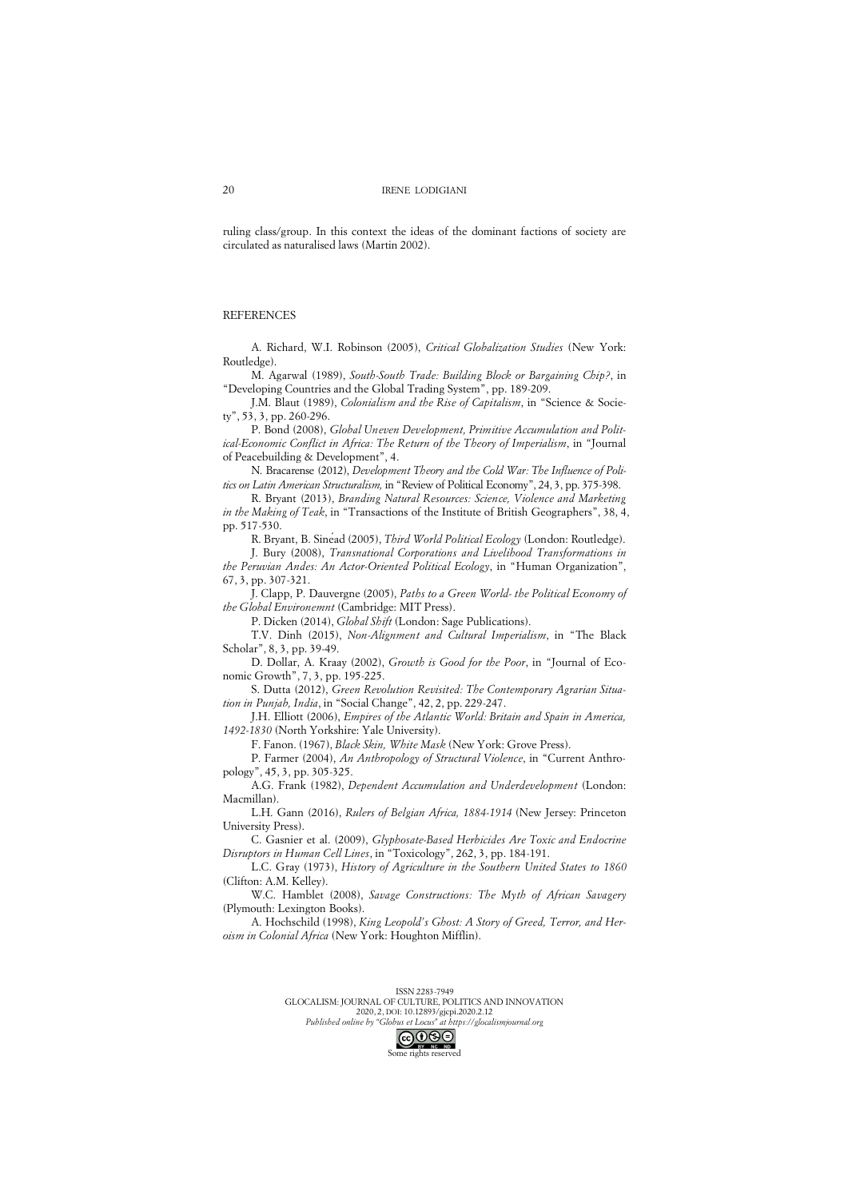ruling class/group. In this context the ideas of the dominant factions of society are circulated as naturalised laws (Martin 2002).

## REFERENCES

A. Richard, W.I. Robinson (2005), *Critical Globalization Studies* (New York: Routledge).

M. Agarwal (1989), *South-South Trade: Building Block or Bargaining Chip?*, in "Developing Countries and the Global Trading System", pp. 189-209.

J.M. Blaut (1989), *Colonialism and the Rise of Capitalism*, in "Science & Society", 53, 3, pp. 260-296.

P. Bond (2008), *Global Uneven Development, Primitive Accumulation and Political-Economic Conflict in Africa: The Return of the Theory of Imperialism*, in "Journal of Peacebuilding & Development", 4.

N. Bracarense (2012), *Development Theory and the Cold War: The Influence of Politics on Latin American Structuralism,* in "Review of Political Economy", 24, 3, pp. 375-398.

R. Bryant (2013), *Branding Natural Resources: Science, Violence and Marketing in the Making of Teak*, in "Transactions of the Institute of British Geographers", 38, 4, pp. 517-530.

R. Bryant, B. Sinéad (2005), *Third World Political Ecology* (London: Routledge).

J. Bury (2008), *Transnational Corporations and Livelihood Transformations in the Peruvian Andes: An Actor-Oriented Political Ecology*, in "Human Organization", 67, 3, pp. 307-321.

J. Clapp, P. Dauvergne (2005), *Paths to a Green World- the Political Economy of the Global Environemnt* (Cambridge: MIT Press).

P. Dicken (2014), *Global Shift* (London: Sage Publications).

T.V. Dinh (2015), *Non-Alignment and Cultural Imperialism*, in "The Black Scholar", 8, 3, pp. 39-49.

D. Dollar, A. Kraay (2002), *Growth is Good for the Poor*, in "Journal of Economic Growth", 7, 3, pp. 195-225.

S. Dutta (2012), *Green Revolution Revisited: The Contemporary Agrarian Situation in Punjab, India*, in "Social Change", 42, 2, pp. 229-247.

J.H. Elliott (2006), *Empires of the Atlantic World: Britain and Spain in America, 1492-1830* (North Yorkshire: Yale University).

F. Fanon. (1967), *Black Skin, White Mask* (New York: Grove Press).

P. Farmer (2004), *An Anthropology of Structural Violence*, in "Current Anthropology", 45, 3, pp. 305-325.

A.G. Frank (1982), *Dependent Accumulation and Underdevelopment* (London: Macmillan).

L.H. Gann (2016), *Rulers of Belgian Africa, 1884-1914* (New Jersey: Princeton University Press).

C. Gasnier et al. (2009), *Glyphosate-Based Herbicides Are Toxic and Endocrine Disruptors in Human Cell Lines*, in "Toxicology", 262, 3, pp. 184-191.

L.C. Gray (1973), *History of Agriculture in the Southern United States to 1860* (Clifton: A.M. Kelley).

W.C. Hamblet (2008), *Savage Constructions: The Myth of African Savagery* (Plymouth: Lexington Books).

A. Hochschild (1998), *King Leopold's Ghost: A Story of Greed, Terror, and Heroism in Colonial Africa* (New York: Houghton Mifflin).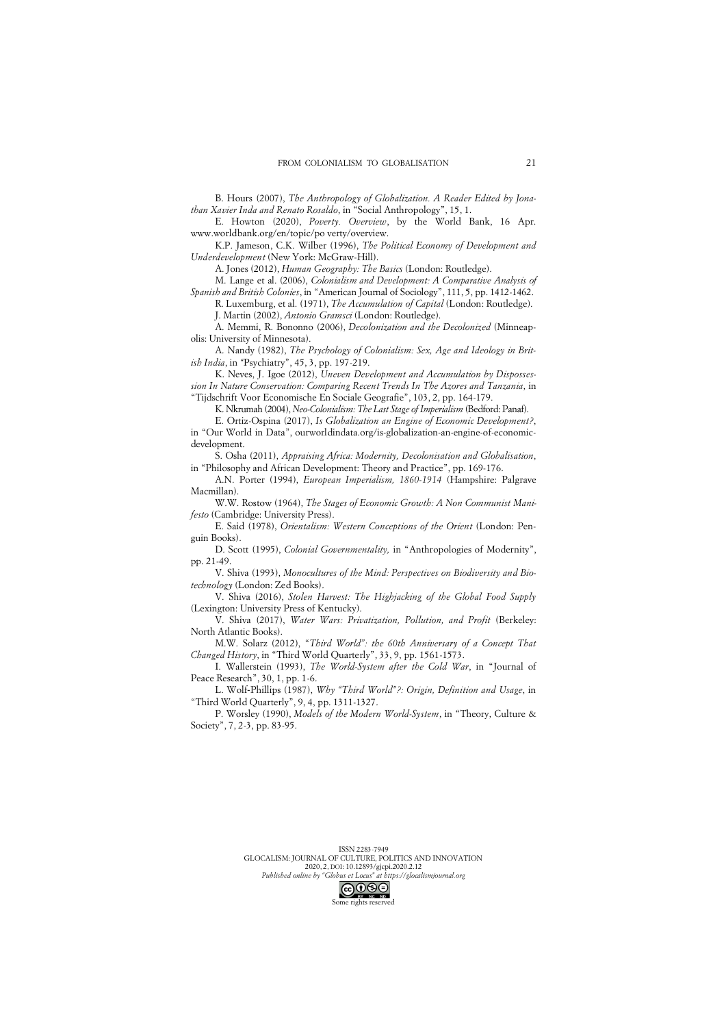B. Hours (2007), *The Anthropology of Globalization. A Reader Edited by Jonathan Xavier Inda and Renato Rosaldo*, in "Social Anthropology", 15, 1.

E. Howton (2020), *Poverty. Overview*, by the World Bank, 16 Apr. www.worldbank.org/en/topic/po verty/overview.

K.P. Jameson, C.K. Wilber (1996), *The Political Economy of Development and Underdevelopment* (New York: McGraw-Hill).

A. Jones (2012), *Human Geography: The Basics* (London: Routledge).

M. Lange et al. (2006), *Colonialism and Development: A Comparative Analysis of Spanish and British Colonies*, in "American Journal of Sociology", 111, 5, pp. 1412-1462.

R. Luxemburg, et al. (1971), *The Accumulation of Capital* (London: Routledge).

J. Martin (2002), *Antonio Gramsci* (London: Routledge).

A. Memmi, R. Bononno (2006), *Decolonization and the Decolonized* (Minneapolis: University of Minnesota).

A. Nandy (1982), *The Psychology of Colonialism: Sex, Age and Ideology in British India*, in "Psychiatry", 45, 3, pp. 197-219.

K. Neves, J. Igoe (2012), *Uneven Development and Accumulation by Dispossession In Nature Conservation: Comparing Recent Trends In The Azores and Tanzania*, in "Tijdschrift Voor Economische En Sociale Geografie", 103, 2, pp. 164-179.

K. Nkrumah (2004), *Neo-Colonialism: The Last Stage of Imperialism* (Bedford: Panaf).

E. Ortiz-Ospina (2017), *Is Globalization an Engine of Economic Development?*, in "Our World in Data", ourworldindata.org/is-globalization-an-engine-of-economic-development.

S. Osha (2011), *Appraising Africa: Modernity, Decolonisation and Globalisation*, in "Philosophy and African Development: Theory and Practice", pp. 169-176.

A.N. Porter (1994), *European Imperialism, 1860-1914* (Hampshire: Palgrave Macmillan).

W.W. Rostow (1964), *The Stages of Economic Growth: A Non Communist Manifesto* (Cambridge: University Press).

E. Said (1978), *Orientalism: Western Conceptions of the Orient* (London: Penguin Books).

D. Scott (1995), *Colonial Governmentality,* in "Anthropologies of Modernity", pp. 21-49.

V. Shiva (1993), *Monocultures of the Mind: Perspectives on Biodiversity and Biotechnology* (London: Zed Books).

V. Shiva (2016), *Stolen Harvest: The Highjacking of the Global Food Supply* (Lexington: University Press of Kentucky).

V. Shiva (2017), *Water Wars: Privatization, Pollution, and Profit* (Berkeley: North Atlantic Books).

M.W. Solarz (2012), *"Third World": the 60th Anniversary of a Concept That Changed History*, in "Third World Quarterly", 33, 9, pp. 1561-1573.

I. Wallerstein (1993), *The World-System after the Cold War*, in "Journal of Peace Research", 30, 1, pp. 1-6.

L. Wolf-Phillips (1987), *Why "Third World"?: Origin, Definition and Usage*, in "Third World Quarterly", 9, 4, pp. 1311-1327.

P. Worsley (1990), *Models of the Modern World-System*, in "Theory, Culture & Society", 7, 2-3, pp. 83-95.